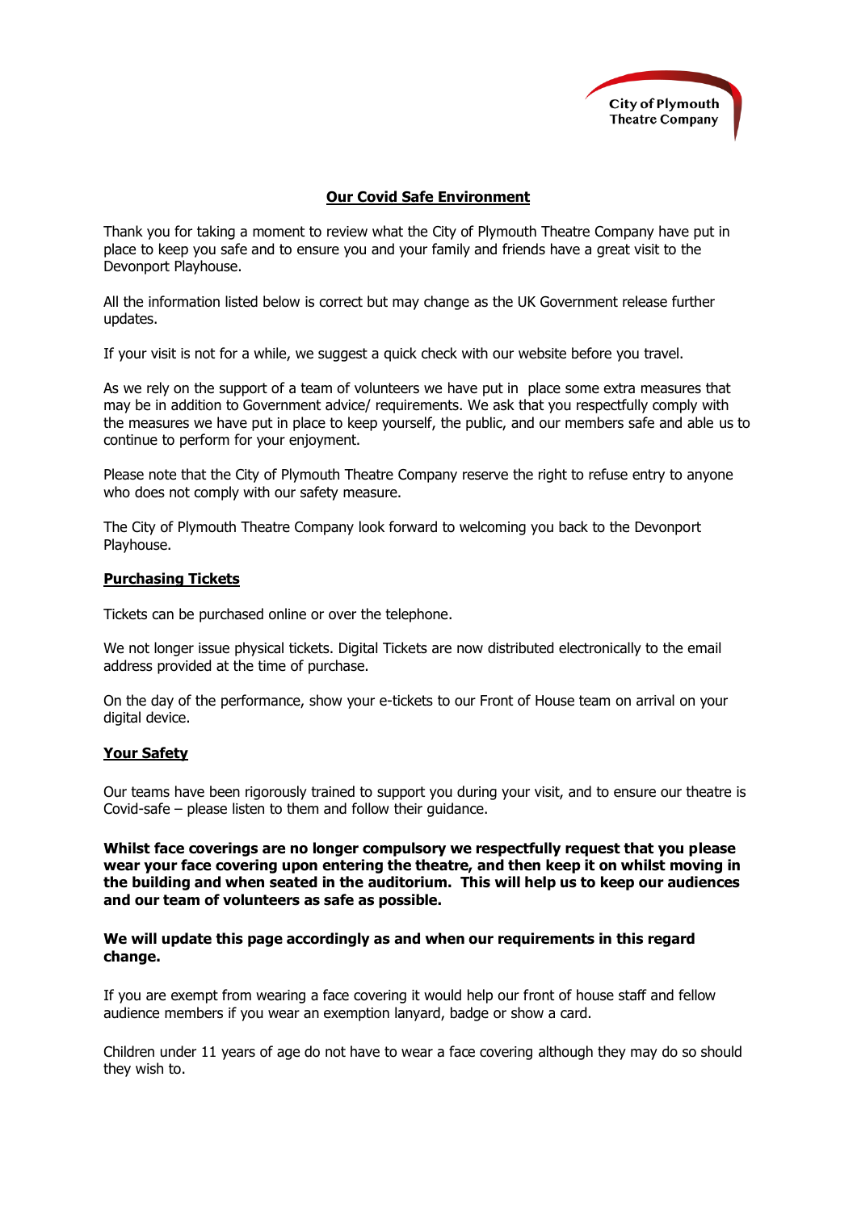City of Plymouth Theatre Company

# Our Covid Safe Environment

Thank you for taking a moment to review what the City of Plymouth Theatre Company have put in place to keep you safe and to ensure you and your family and friends have a great visit to the Devonport Playhouse.

All the information listed below is correct but may change as the UK Government release further updates.

If your visit is not for a while, we suggest a quick check with our website before you travel.

As we rely on the support of a team of volunteers we have put in place some extra measures that may be in addition to Government advice/ requirements. We ask that you respectfully comply with the measures we have put in place to keep yourself, the public, and our members safe and able us to continue to perform for your enjoyment.

Please note that the City of Plymouth Theatre Company reserve the right to refuse entry to anyone who does not comply with our safety measure.

The City of Plymouth Theatre Company look forward to welcoming you back to the Devonport Playhouse.

## Purchasing Tickets

Tickets can be purchased online or over the telephone.

We not longer issue physical tickets. Digital Tickets are now distributed electronically to the email address provided at the time of purchase.

On the day of the performance, show your e-tickets to our Front of House team on arrival on your digital device.

## Your Safety

Our teams have been rigorously trained to support you during your visit, and to ensure our theatre is Covid-safe – please listen to them and follow their guidance.

**Whilst face coverings are no longer compulsory we respectfully request that you please wear your face covering upon entering the theatre, and then keep it on whilst moving in the building and when seated in the auditorium. This will help us to keep our audiences and our team of volunteers as safe as possible.**

**We will update this page accordingly as and when our requirements in this regard change.**

If you are exempt from wearing a face covering it would help our front of house staff and fellow audience members if you wear an exemption lanyard, badge or show a card.

Children under 11 years of age do not have to wear a face covering although they may do so should they wish to.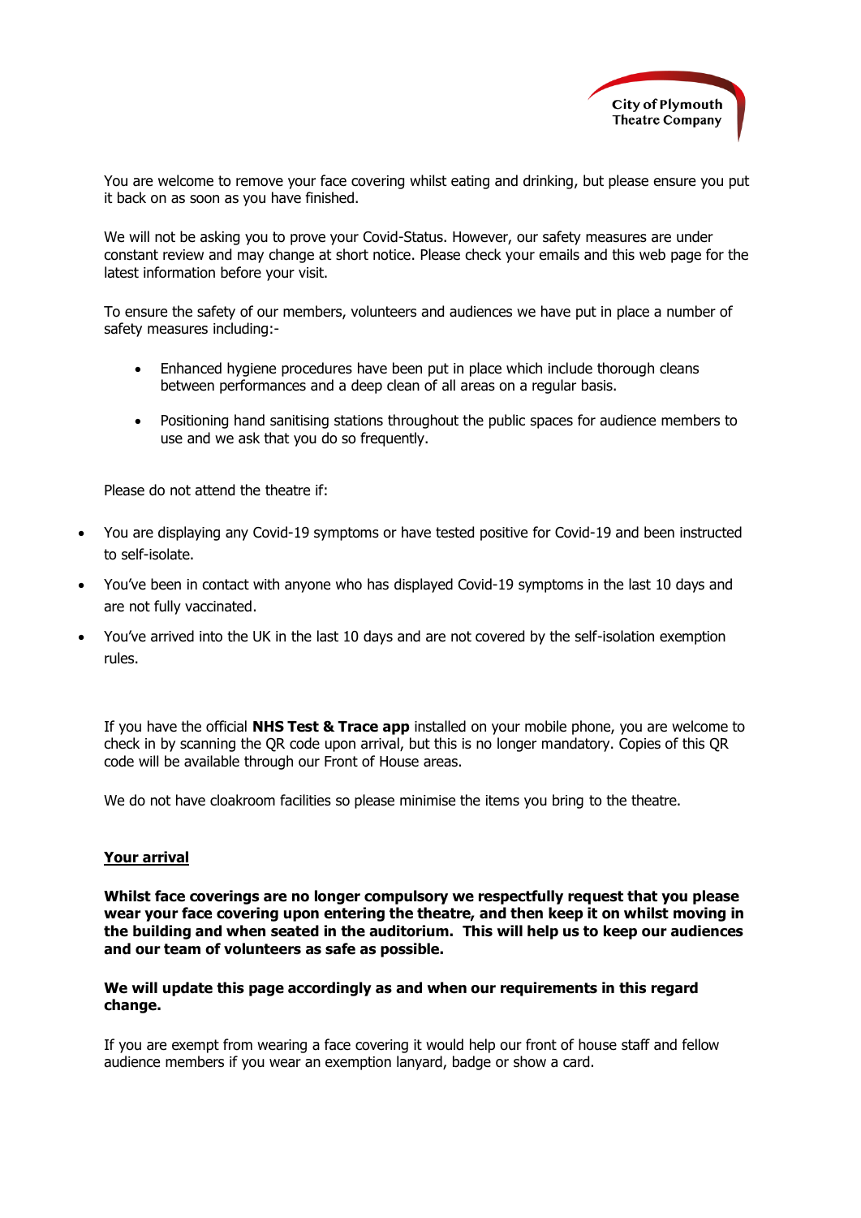You are welcome to remove your face covering whilst eating and drinking, but please ensure you put it back on as soon as you have finished.

We will not be asking you to prove your Covid-Status. However, our safety measures are under constant review and may change at short notice. Please check your emails and this web page for the latest information before your visit.

To ensure the safety of our members, volunteers and audiences we have put in place a number of safety measures including:-

- Enhanced hygiene procedures have been put in place which include thorough cleans between performances and a deep clean of all areas on a regular basis.
- Positioning hand sanitising stations throughout the public spaces for audience members to use and we ask that you do so frequently.

Please do not attend the theatre if:

- You are displaying any Covid-19 symptoms or have tested positive for Covid-19 and been instructed to self-isolate.
- You've been in contact with anyone who has displayed Covid-19 symptoms in the last 10 days and are not fully vaccinated.
- You've arrived into the UK in the last 10 days and are not covered by the self-isolation exemption rules.

If you have the official **NHS Test & Trace app** installed on your mobile phone, you are welcome to check in by scanning the QR code upon arrival, but this is no longer mandatory. Copies of this QR code will be available through our Front of House areas.

We do not have cloakroom facilities so please minimise the items you bring to the theatre.

## Your arrival

**Whilst face coverings are no longer compulsory we respectfully request that you please wear your face covering upon entering the theatre, and then keep it on whilst moving in the building and when seated in the auditorium. This will help us to keep our audiences and our team of volunteers as safe as possible.**

**We will update this page accordingly as and when our requirements in this regard change.**

If you are exempt from wearing a face covering it would help our front of house staff and fellow audience members if you wear an exemption lanyard, badge or show a card.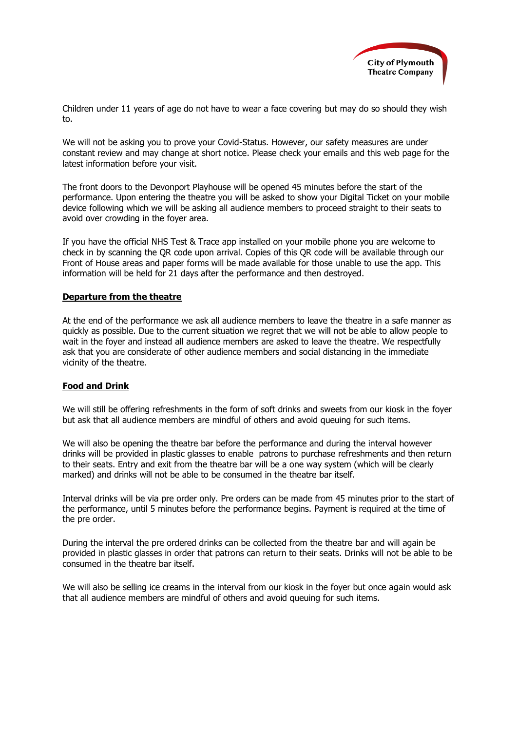Children under 11 years of age do not have to wear a face covering but may do so should they wish to.

We will not be asking you to prove your Covid-Status. However, our safety measures are under constant review and may change at short notice. Please check your emails and this web page for the latest information before your visit.

The front doors to the Devonport Playhouse will be opened 45 minutes before the start of the performance. Upon entering the theatre you will be asked to show your Digital Ticket on your mobile device following which we will be asking all audience members to proceed straight to their seats to avoid over crowding in the foyer area.

If you have the official NHS Test & Trace app installed on your mobile phone you are welcome to check in by scanning the QR code upon arrival. Copies of this QR code will be available through our Front of House areas and paper forms will be made available for those unable to use the app. This information will be held for 21 days after the performance and then destroyed.

**Departure from the theatre**

At the end of the performance we ask all audience members to leave the theatre in a safe manner as quickly as possible. Due to the current situation we regret that we will not be able to allow people to wait in the foyer and instead all audience members are asked to leave the theatre. We respectfully ask that you are considerate of other audience members and social distancing in the immediate vicinity of the theatre.

**Food and Drink**

We will still be offering refreshments in the form of soft drinks and sweets from our kiosk in the foyer but ask that all audience members are mindful of others and avoid queuing for such items.

We will also be opening the theatre bar before the performance and during the interval however drinks will be provided in plastic glasses to enable patrons to purchase refreshments and then return to their seats. Entry and exit from the theatre bar will be a one way system (which will be clearly marked) and drinks will not be able to be consumed in the theatre bar itself.

Interval drinks will be via pre order only. Pre orders can be made from 45 minutes prior to the start of the performance, until 5 minutes before the performance begins. Payment is required at the time of the pre order.

During the interval the pre ordered drinks can be collected from the theatre bar and will again be provided in plastic glasses in order that patrons can return to their seats. Drinks will not be able to be consumed in the theatre bar itself.

We will also be selling ice creams in the interval from our kiosk in the foyer but once again would ask that all audience members are mindful of others and avoid queuing for such items.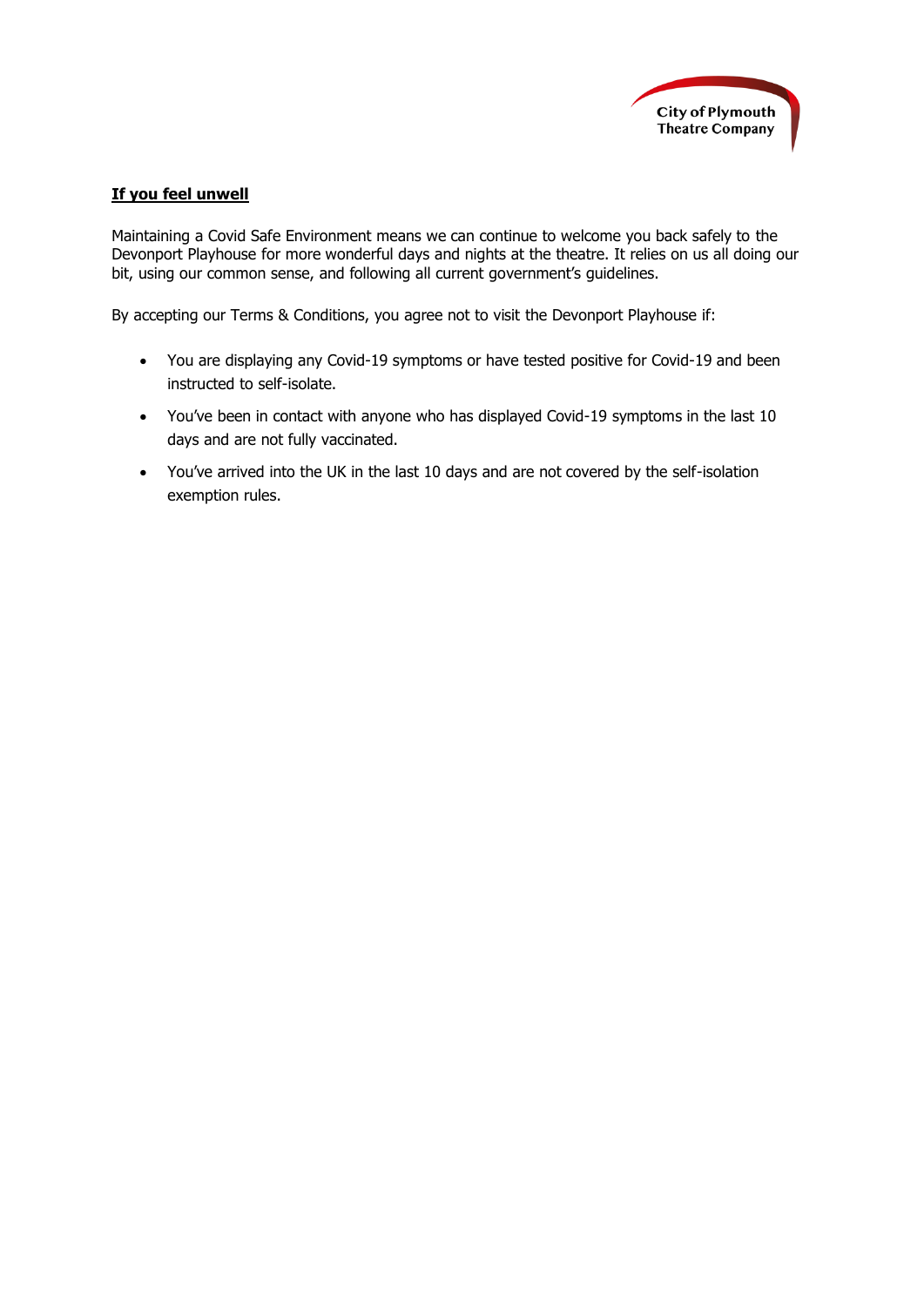**If you feel unwell**

Maintaining a Covid Safe Environment means we can continue to welcome you back safely to the Devonport Playhouse for more wonderful days and nights at the theatre. It relies on us all doing our bit, using our common sense, and following all current government's guidelines.

By accepting our Terms & Conditions, you agree not to visit the Devonport Playhouse if:

- You are displaying any Covid-19 symptoms or have tested positive for Covid-19 and been instructed to self-isolate.
- You've been in contact with anyone who has displayed Covid-19 symptoms in the last 10 days and are not fully vaccinated.
- You've arrived into the UK in the last 10 days and are not covered by the self-isolation exemption rules.